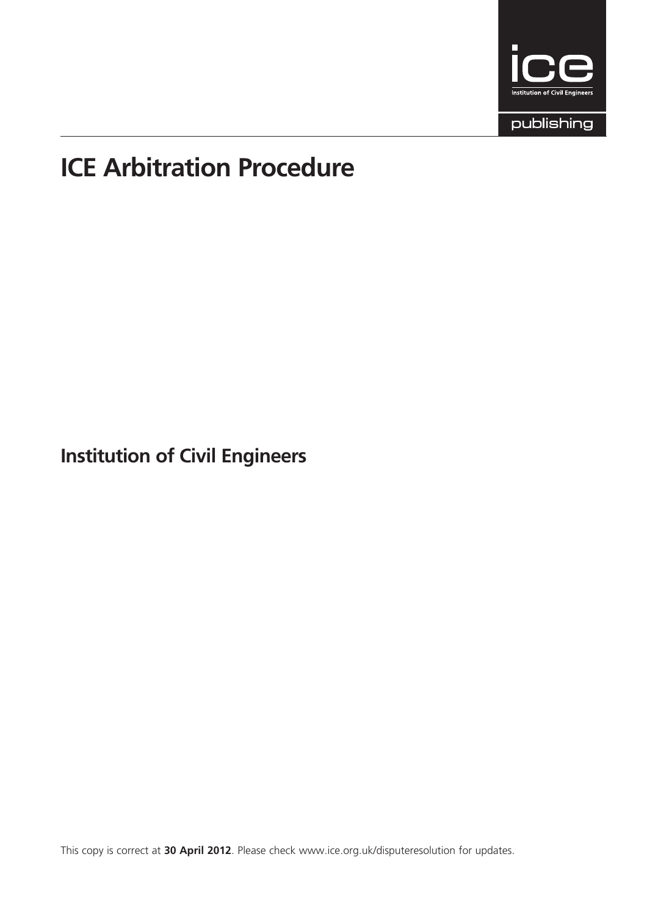# ICE Arbitration Procedure

**Institution of Civil Engineers**

This copy is correct at **30 April 2012**. Please check www.ice.org.uk/disputeresolution for updates.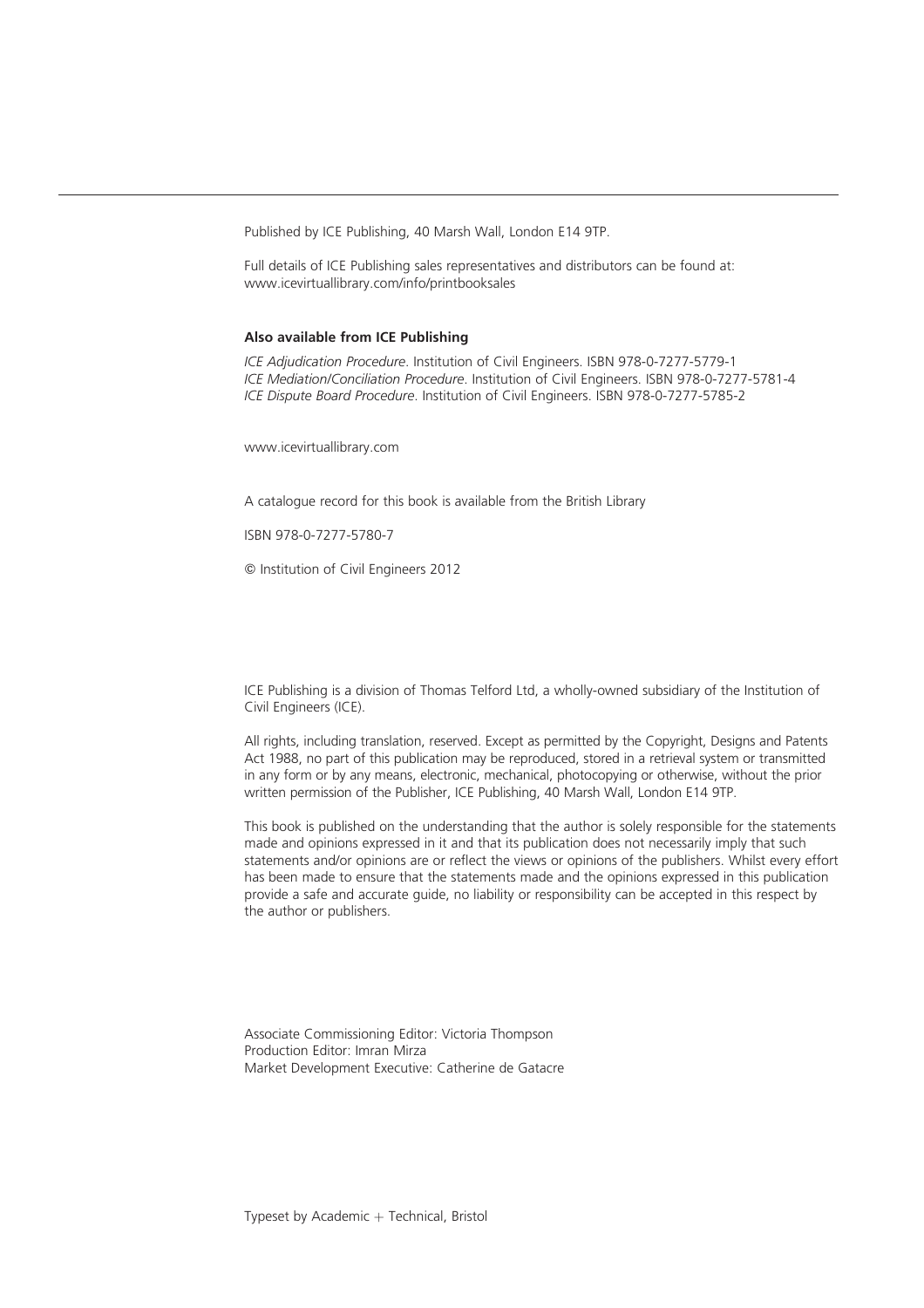Published by ICE Publishing, 40 Marsh Wall, London E14 9TP.

Full details of ICE Publishing sales representatives and distributors can be found at: www.icevirtuallibrary.com/info/printbooksales

**Also available from ICE Publishing**

*ICE Adjudication Procedure*. Institution of Civil Engineers. ISBN 978-0-7277-5779-1
*ICE Mediation/Conciliation Procedure*. Institution of Civil Engineers. ISBN 978-0-7277-5781-4
*ICE Dispute Board Procedure*. Institution of Civil Engineers. ISBN 978-0-7277-5785-2

www.icevirtuallibrary.com

A catalogue record for this book is available from the British Library

ISBN 978-0-7277-5780-7

© Institution of Civil Engineers 2012

ICE Publishing is a division of Thomas Telford Ltd, a wholly-owned subsidiary of the Institution of Civil Engineers (ICE).

All rights, including translation, reserved. Except as permitted by the Copyright, Designs and Patents Act 1988, no part of this publication may be reproduced, stored in a retrieval system or transmitted in any form or by any means, electronic, mechanical, photocopying or otherwise, without the prior written permission of the Publisher, ICE Publishing, 40 Marsh Wall, London E14 9TP.

This book is published on the understanding that the author is solely responsible for the statements made and opinions expressed in it and that its publication does not necessarily imply that such statements and/or opinions are or reflect the views or opinions of the publishers. Whilst every effort has been made to ensure that the statements made and the opinions expressed in this publication provide a safe and accurate guide, no liability or responsibility can be accepted in this respect by the author or publishers.

Associate Commissioning Editor: Victoria Thompson
Production Editor: Imran Mirza
Market Development Executive: Catherine de Gatacre

Typeset by Academic + Technical, Bristol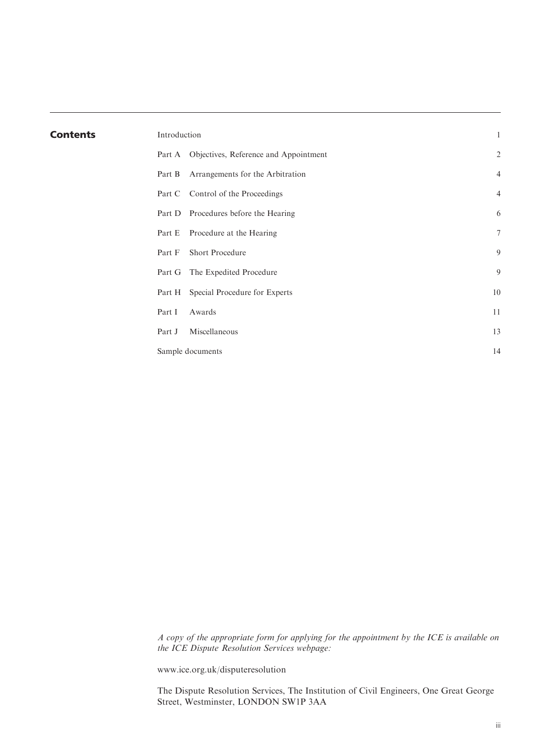## Contents

| | |
|---|---|
| Introduction | 1 |
| Part A Objectives, Reference and Appointment | 2 |
| Part B Arrangements for the Arbitration | 4 |
| Part C Control of the Proceedings | 4 |
| Part D Procedures before the Hearing | 6 |
| Part E Procedure at the Hearing | 7 |
| Part F Short Procedure | 9 |
| Part G The Expedited Procedure | 9 |
| Part H Special Procedure for Experts | 10 |
| Part I Awards | 11 |
| Part J Miscellaneous | 13 |
| Sample documents | 14 |

*A copy of the appropriate form for applying for the appointment by the ICE is available on the ICE Dispute Resolution Services webpage:*

www.ice.org.uk/disputeresolution

The Dispute Resolution Services, The Institution of Civil Engineers, One Great George Street, Westminster, LONDON SW1P 3AA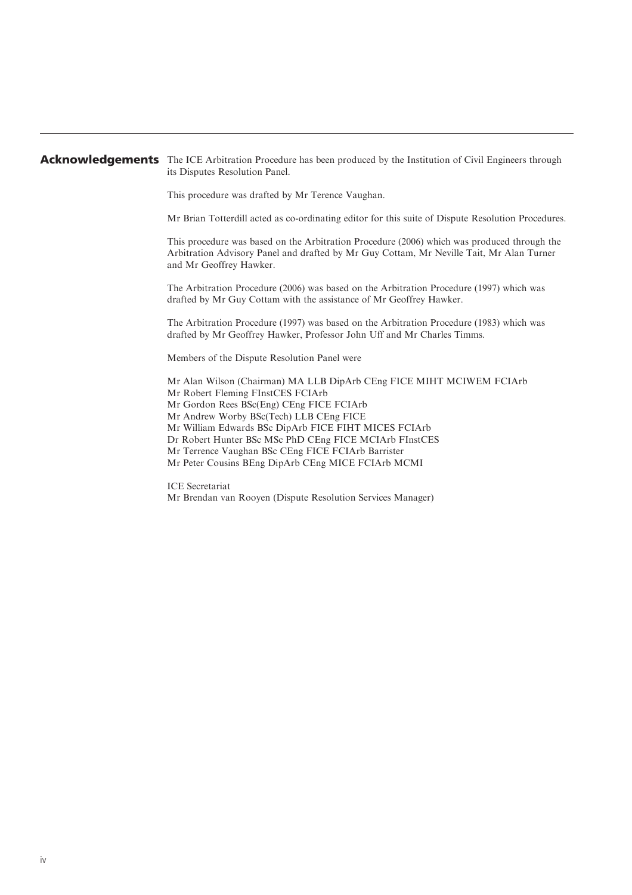## Acknowledgements

The ICE Arbitration Procedure has been produced by the Institution of Civil Engineers through its Disputes Resolution Panel.

This procedure was drafted by Mr Terence Vaughan.

Mr Brian Totterdill acted as co-ordinating editor for this suite of Dispute Resolution Procedures.

This procedure was based on the Arbitration Procedure (2006) which was produced through the Arbitration Advisory Panel and drafted by Mr Guy Cottam, Mr Neville Tait, Mr Alan Turner and Mr Geoffrey Hawker.

The Arbitration Procedure (2006) was based on the Arbitration Procedure (1997) which was drafted by Mr Guy Cottam with the assistance of Mr Geoffrey Hawker.

The Arbitration Procedure (1997) was based on the Arbitration Procedure (1983) which was drafted by Mr Geoffrey Hawker, Professor John Uff and Mr Charles Timms.

Members of the Dispute Resolution Panel were

Mr Alan Wilson (Chairman) MA LLB DipArb CEng FICE MIHT MCIWEM FCIArb  
Mr Robert Fleming FInstCES FCIArb  
Mr Gordon Rees BSc(Eng) CEng FICE FCIArb  
Mr Andrew Worby BSc(Tech) LLB CEng FICE  
Mr William Edwards BSc DipArb FICE FIHT MICES FCIArb  
Dr Robert Hunter BSc MSc PhD CEng FICE MCIArb FInstCES  
Mr Terrence Vaughan BSc CEng FICE FCIArb Barrister  
Mr Peter Cousins BEng DipArb CEng MICE FCIArb MCMI

ICE Secretariat  
Mr Brendan van Rooyen (Dispute Resolution Services Manager)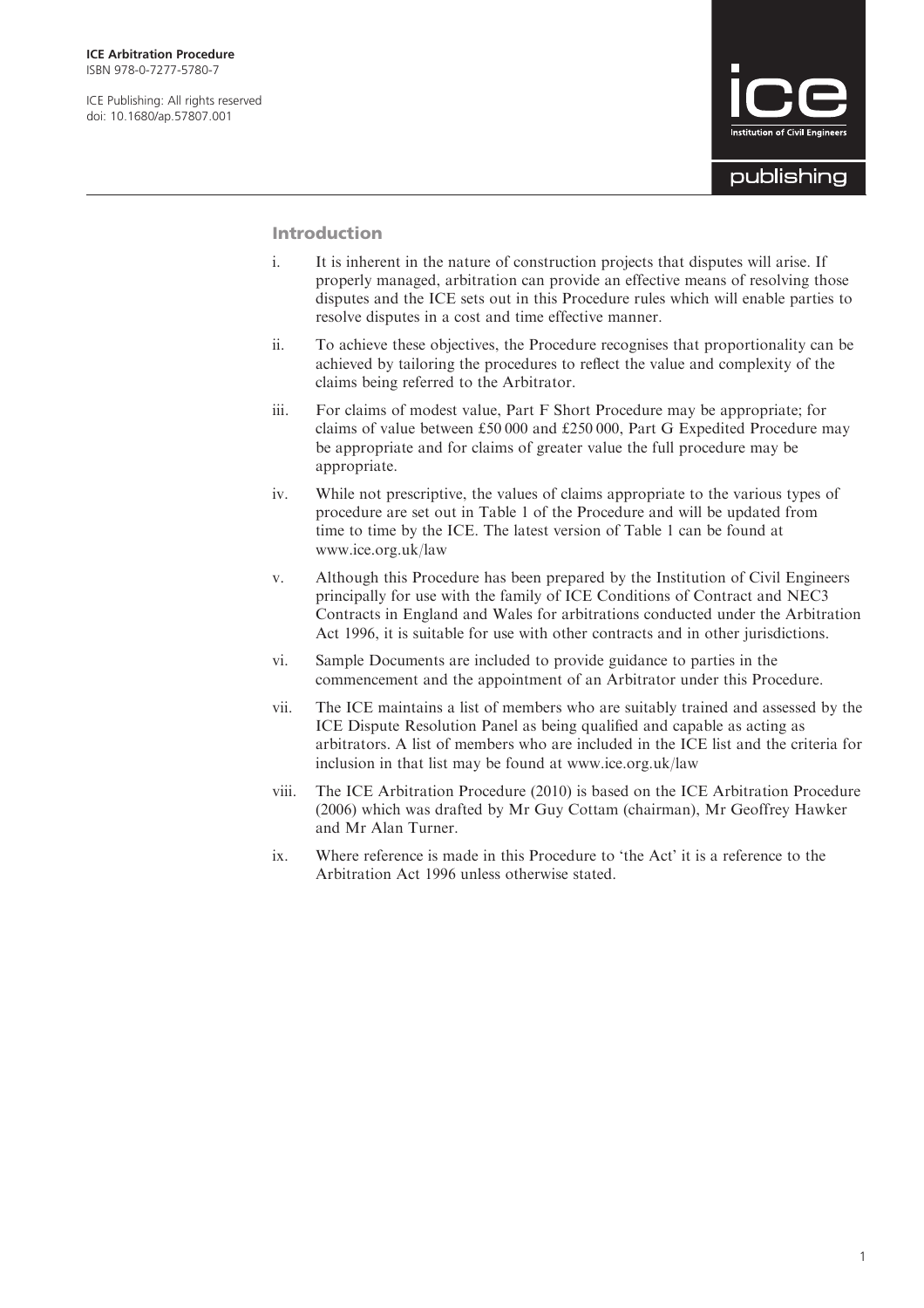## Introduction

i. It is inherent in the nature of construction projects that disputes will arise. If properly managed, arbitration can provide an effective means of resolving those disputes and the ICE sets out in this Procedure rules which will enable parties to resolve disputes in a cost and time effective manner.

ii. To achieve these objectives, the Procedure recognises that proportionality can be achieved by tailoring the procedures to reflect the value and complexity of the claims being referred to the Arbitrator.

iii. For claims of modest value, Part F Short Procedure may be appropriate; for claims of value between £50 000 and £250 000, Part G Expedited Procedure may be appropriate and for claims of greater value the full procedure may be appropriate.

iv. While not prescriptive, the values of claims appropriate to the various types of procedure are set out in Table 1 of the Procedure and will be updated from time to time by the ICE. The latest version of Table 1 can be found at www.ice.org.uk/law

v. Although this Procedure has been prepared by the Institution of Civil Engineers principally for use with the family of ICE Conditions of Contract and NEC3 Contracts in England and Wales for arbitrations conducted under the Arbitration Act 1996, it is suitable for use with other contracts and in other jurisdictions.

vi. Sample Documents are included to provide guidance to parties in the commencement and the appointment of an Arbitrator under this Procedure.

vii. The ICE maintains a list of members who are suitably trained and assessed by the ICE Dispute Resolution Panel as being qualified and capable as acting as arbitrators. A list of members who are included in the ICE list and the criteria for inclusion in that list may be found at www.ice.org.uk/law

viii. The ICE Arbitration Procedure (2010) is based on the ICE Arbitration Procedure (2006) which was drafted by Mr Guy Cottam (chairman), Mr Geoffrey Hawker and Mr Alan Turner.

ix. Where reference is made in this Procedure to 'the Act' it is a reference to the Arbitration Act 1996 unless otherwise stated.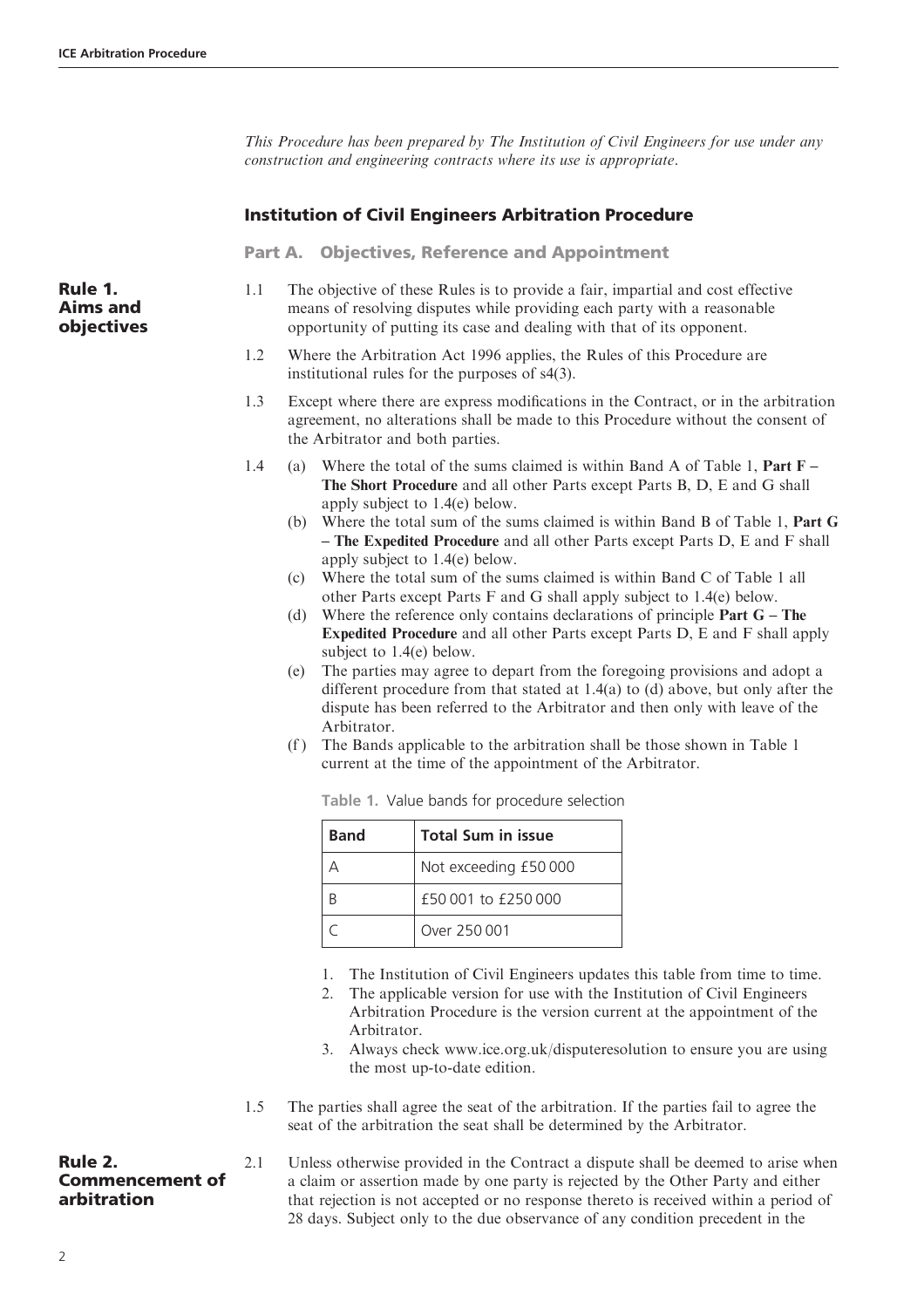*This Procedure has been prepared by The Institution of Civil Engineers for use under any construction and engineering contracts where its use is appropriate.*

## Institution of Civil Engineers Arbitration Procedure

### Part A. Objectives, Reference and Appointment

#### Rule 1. Aims and objectives

1.1 The objective of these Rules is to provide a fair, impartial and cost effective means of resolving disputes while providing each party with a reasonable opportunity of putting its case and dealing with that of its opponent.

1.2 Where the Arbitration Act 1996 applies, the Rules of this Procedure are institutional rules for the purposes of s4(3).

1.3 Except where there are express modifications in the Contract, or in the arbitration agreement, no alterations shall be made to this Procedure without the consent of the Arbitrator and both parties.

1.4 (a) Where the total of the sums claimed is within Band A of Table 1, **Part F – The Short Procedure** and all other Parts except Parts B, D, E and G shall apply subject to 1.4(e) below.

(b) Where the total sum of the sums claimed is within Band B of Table 1, **Part G – The Expedited Procedure** and all other Parts except Parts D, E and F shall apply subject to 1.4(e) below.

(c) Where the total sum of the sums claimed is within Band C of Table 1 all other Parts except Parts F and G shall apply subject to 1.4(e) below.

(d) Where the reference only contains declarations of principle **Part G – The Expedited Procedure** and all other Parts except Parts D, E and F shall apply subject to 1.4(e) below.

(e) The parties may agree to depart from the foregoing provisions and adopt a different procedure from that stated at 1.4(a) to (d) above, but only after the dispute has been referred to the Arbitrator and then only with leave of the Arbitrator.

(f) The Bands applicable to the arbitration shall be those shown in Table 1 current at the time of the appointment of the Arbitrator.

Table 1. Value bands for procedure selection

| Band | Total Sum in issue |
|---|---|
| A | Not exceeding £50 000 |
| B | £50 001 to £250 000 |
| C | Over 250 001 |

1. The Institution of Civil Engineers updates this table from time to time.
2. The applicable version for use with the Institution of Civil Engineers Arbitration Procedure is the version current at the appointment of the Arbitrator.
3. Always check www.ice.org.uk/disputeresolution to ensure you are using the most up-to-date edition.

1.5 The parties shall agree the seat of the arbitration. If the parties fail to agree the seat of the arbitration the seat shall be determined by the Arbitrator.

#### Rule 2. Commencement of arbitration

2.1 Unless otherwise provided in the Contract a dispute shall be deemed to arise when a claim or assertion made by one party is rejected by the Other Party and either that rejection is not accepted or no response thereto is received within a period of 28 days. Subject only to the due observance of any condition precedent in the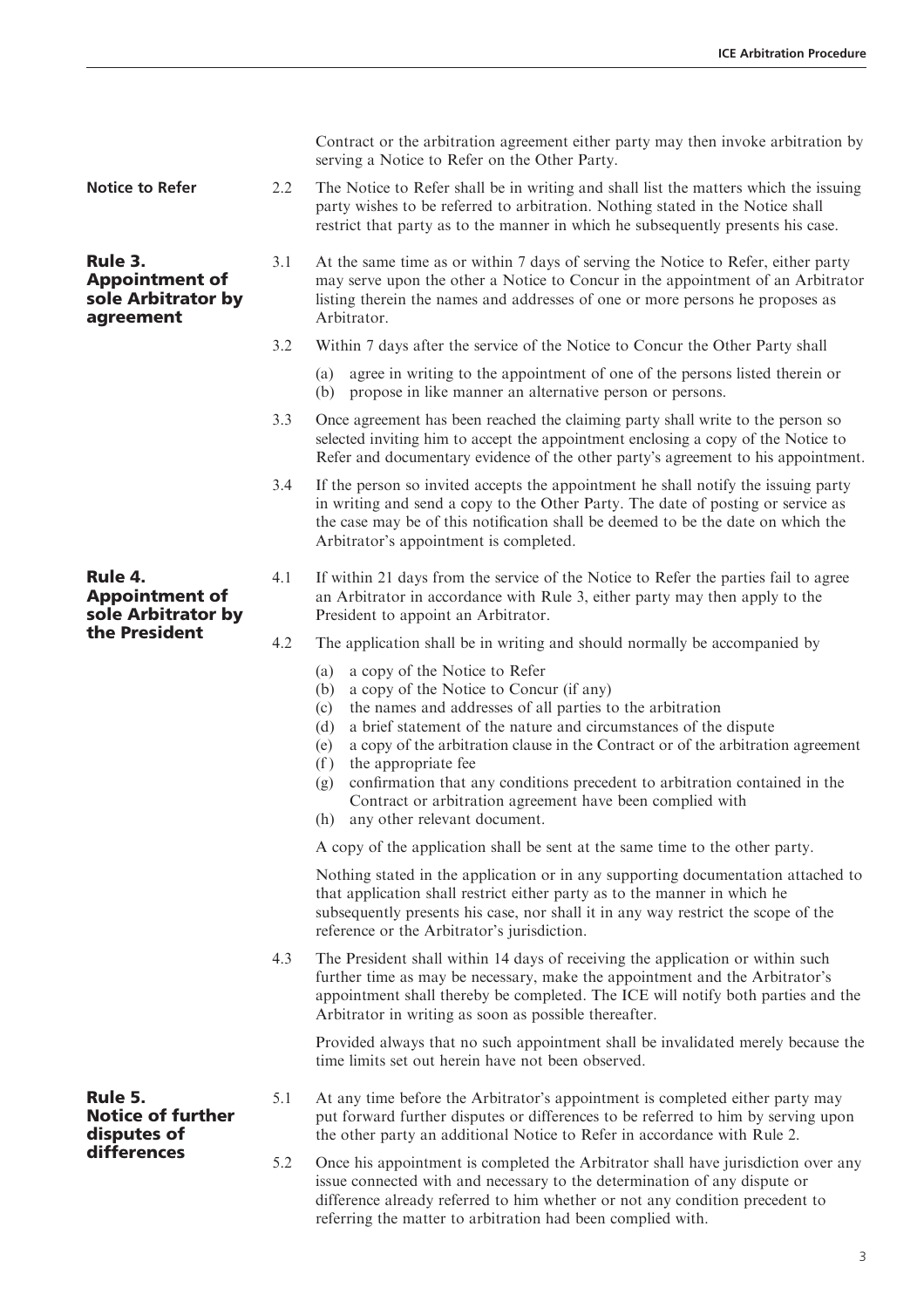Contract or the arbitration agreement either party may then invoke arbitration by serving a Notice to Refer on the Other Party.

**Notice to Refer**

2.2 The Notice to Refer shall be in writing and shall list the matters which the issuing party wishes to be referred to arbitration. Nothing stated in the Notice shall restrict that party as to the manner in which he subsequently presents his case.

## Rule 3. Appointment of sole Arbitrator by agreement

3.1 At the same time as or within 7 days of serving the Notice to Refer, either party may serve upon the other a Notice to Concur in the appointment of an Arbitrator listing therein the names and addresses of one or more persons he proposes as Arbitrator.

3.2 Within 7 days after the service of the Notice to Concur the Other Party shall

(a) agree in writing to the appointment of one of the persons listed therein or
(b) propose in like manner an alternative person or persons.

3.3 Once agreement has been reached the claiming party shall write to the person so selected inviting him to accept the appointment enclosing a copy of the Notice to Refer and documentary evidence of the other party's agreement to his appointment.

3.4 If the person so invited accepts the appointment he shall notify the issuing party in writing and send a copy to the Other Party. The date of posting or service as the case may be of this notification shall be deemed to be the date on which the Arbitrator's appointment is completed.

## Rule 4. Appointment of sole Arbitrator by the President

4.1 If within 21 days from the service of the Notice to Refer the parties fail to agree an Arbitrator in accordance with Rule 3, either party may then apply to the President to appoint an Arbitrator.

4.2 The application shall be in writing and should normally be accompanied by

(a) a copy of the Notice to Refer
(b) a copy of the Notice to Concur (if any)
(c) the names and addresses of all parties to the arbitration
(d) a brief statement of the nature and circumstances of the dispute
(e) a copy of the arbitration clause in the Contract or of the arbitration agreement
(f) the appropriate fee
(g) confirmation that any conditions precedent to arbitration contained in the Contract or arbitration agreement have been complied with
(h) any other relevant document.

A copy of the application shall be sent at the same time to the other party.

Nothing stated in the application or in any supporting documentation attached to that application shall restrict either party as to the manner in which he subsequently presents his case, nor shall it in any way restrict the scope of the reference or the Arbitrator's jurisdiction.

4.3 The President shall within 14 days of receiving the application or within such further time as may be necessary, make the appointment and the Arbitrator's appointment shall thereby be completed. The ICE will notify both parties and the Arbitrator in writing as soon as possible thereafter.

Provided always that no such appointment shall be invalidated merely because the time limits set out herein have not been observed.

## Rule 5. Notice of further disputes of differences

5.1 At any time before the Arbitrator's appointment is completed either party may put forward further disputes or differences to be referred to him by serving upon the other party an additional Notice to Refer in accordance with Rule 2.

5.2 Once his appointment is completed the Arbitrator shall have jurisdiction over any issue connected with and necessary to the determination of any dispute or difference already referred to him whether or not any condition precedent to referring the matter to arbitration had been complied with.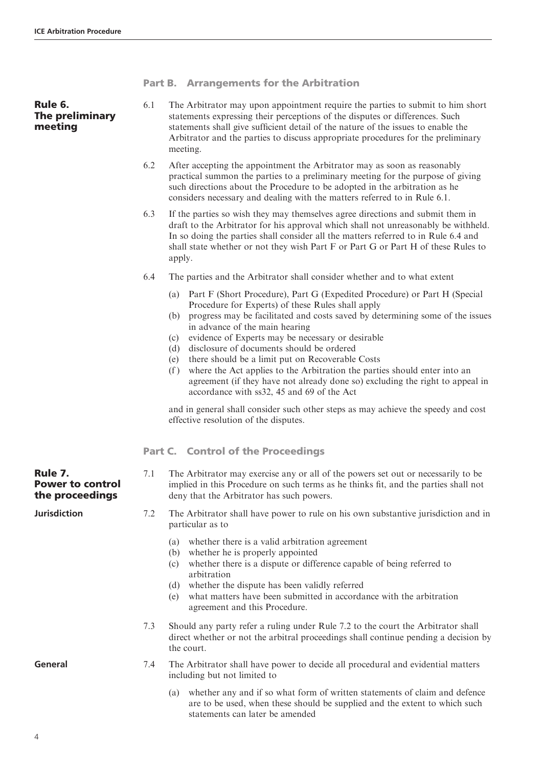## Part B. Arrangements for the Arbitration

### Rule 6. The preliminary meeting

6.1 The Arbitrator may upon appointment require the parties to submit to him short statements expressing their perceptions of the disputes or differences. Such statements shall give sufficient detail of the nature of the issues to enable the Arbitrator and the parties to discuss appropriate procedures for the preliminary meeting.

6.2 After accepting the appointment the Arbitrator may as soon as reasonably practical summon the parties to a preliminary meeting for the purpose of giving such directions about the Procedure to be adopted in the arbitration as he considers necessary and dealing with the matters referred to in Rule 6.1.

6.3 If the parties so wish they may themselves agree directions and submit them in draft to the Arbitrator for his approval which shall not unreasonably be withheld. In so doing the parties shall consider all the matters referred to in Rule 6.4 and shall state whether or not they wish Part F or Part G or Part H of these Rules to apply.

6.4 The parties and the Arbitrator shall consider whether and to what extent

(a) Part F (Short Procedure), Part G (Expedited Procedure) or Part H (Special Procedure for Experts) of these Rules shall apply
(b) progress may be facilitated and costs saved by determining some of the issues in advance of the main hearing
(c) evidence of Experts may be necessary or desirable
(d) disclosure of documents should be ordered
(e) there should be a limit put on Recoverable Costs
(f) where the Act applies to the Arbitration the parties should enter into an agreement (if they have not already done so) excluding the right to appeal in accordance with ss32, 45 and 69 of the Act

and in general shall consider such other steps as may achieve the speedy and cost effective resolution of the disputes.

## Part C. Control of the Proceedings

### Rule 7. Power to control the proceedings

7.1 The Arbitrator may exercise any or all of the powers set out or necessarily to be implied in this Procedure on such terms as he thinks fit, and the parties shall not deny that the Arbitrator has such powers.

**Jurisdiction**

7.2 The Arbitrator shall have power to rule on his own substantive jurisdiction and in particular as to

(a) whether there is a valid arbitration agreement
(b) whether he is properly appointed
(c) whether there is a dispute or difference capable of being referred to arbitration
(d) whether the dispute has been validly referred
(e) what matters have been submitted in accordance with the arbitration agreement and this Procedure.

7.3 Should any party refer a ruling under Rule 7.2 to the court the Arbitrator shall direct whether or not the arbitral proceedings shall continue pending a decision by the court.

**General**

7.4 The Arbitrator shall have power to decide all procedural and evidential matters including but not limited to

(a) whether any and if so what form of written statements of claim and defence are to be used, when these should be supplied and the extent to which such statements can later be amended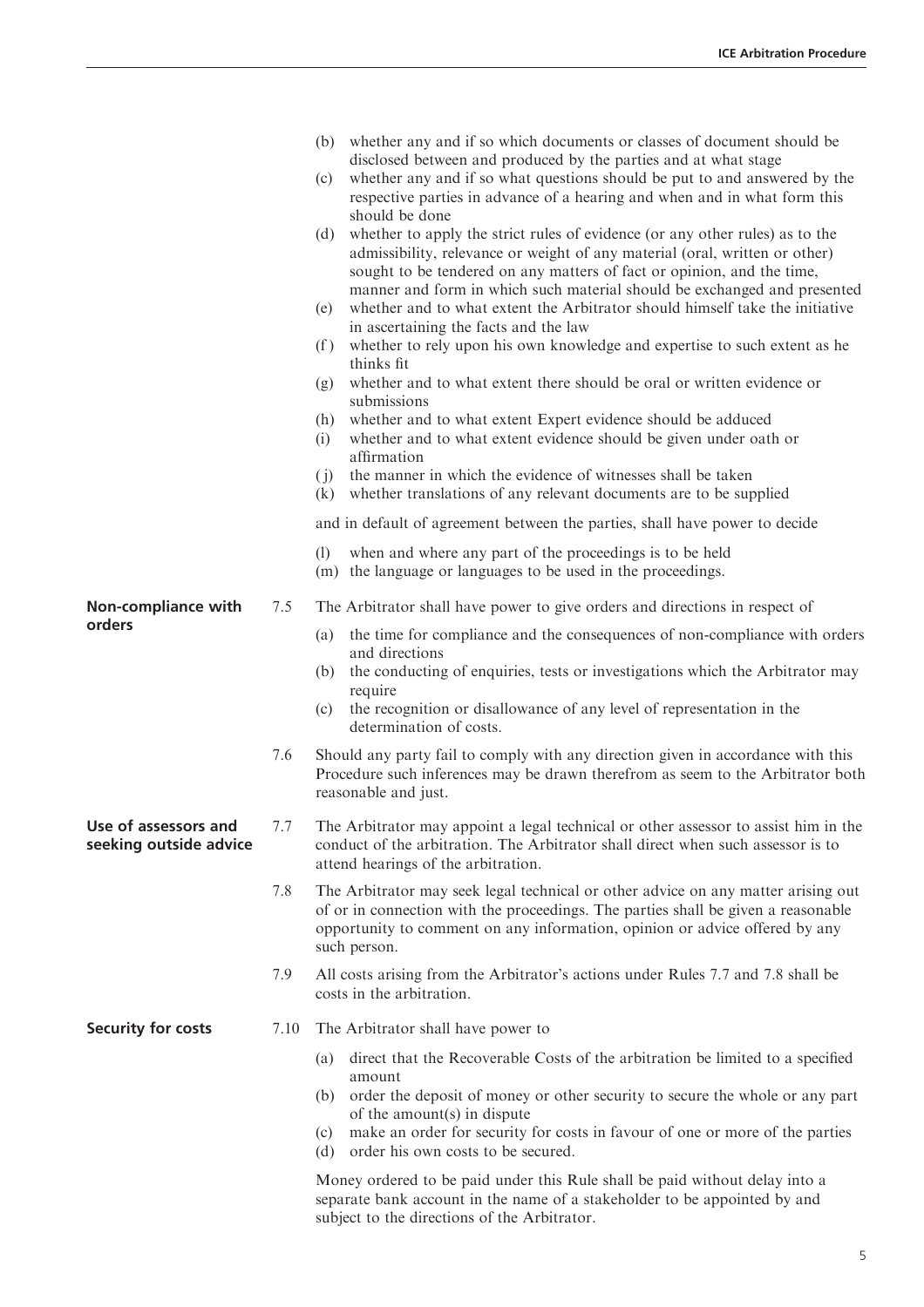(b) whether any and if so which documents or classes of document should be disclosed between and produced by the parties and at what stage
(c) whether any and if so what questions should be put to and answered by the respective parties in advance of a hearing and when and in what form this should be done
(d) whether to apply the strict rules of evidence (or any other rules) as to the admissibility, relevance or weight of any material (oral, written or other) sought to be tendered on any matters of fact or opinion, and the time, manner and form in which such material should be exchanged and presented
(e) whether and to what extent the Arbitrator should himself take the initiative in ascertaining the facts and the law
(f) whether to rely upon his own knowledge and expertise to such extent as he thinks fit
(g) whether and to what extent there should be oral or written evidence or submissions
(h) whether and to what extent Expert evidence should be adduced
(i) whether and to what extent evidence should be given under oath or affirmation
(j) the manner in which the evidence of witnesses shall be taken
(k) whether translations of any relevant documents are to be supplied

and in default of agreement between the parties, shall have power to decide

(l) when and where any part of the proceedings is to be held
(m) the language or languages to be used in the proceedings.

**Non-compliance with orders**

7.5 The Arbitrator shall have power to give orders and directions in respect of

(a) the time for compliance and the consequences of non-compliance with orders and directions
(b) the conducting of enquiries, tests or investigations which the Arbitrator may require
(c) the recognition or disallowance of any level of representation in the determination of costs.

7.6 Should any party fail to comply with any direction given in accordance with this Procedure such inferences may be drawn therefrom as seem to the Arbitrator both reasonable and just.

**Use of assessors and seeking outside advice**

7.7 The Arbitrator may appoint a legal technical or other assessor to assist him in the conduct of the arbitration. The Arbitrator shall direct when such assessor is to attend hearings of the arbitration.

7.8 The Arbitrator may seek legal technical or other advice on any matter arising out of or in connection with the proceedings. The parties shall be given a reasonable opportunity to comment on any information, opinion or advice offered by any such person.

7.9 All costs arising from the Arbitrator's actions under Rules 7.7 and 7.8 shall be costs in the arbitration.

**Security for costs**

7.10 The Arbitrator shall have power to

(a) direct that the Recoverable Costs of the arbitration be limited to a specified amount
(b) order the deposit of money or other security to secure the whole or any part of the amount(s) in dispute
(c) make an order for security for costs in favour of one or more of the parties
(d) order his own costs to be secured.

Money ordered to be paid under this Rule shall be paid without delay into a separate bank account in the name of a stakeholder to be appointed by and subject to the directions of the Arbitrator.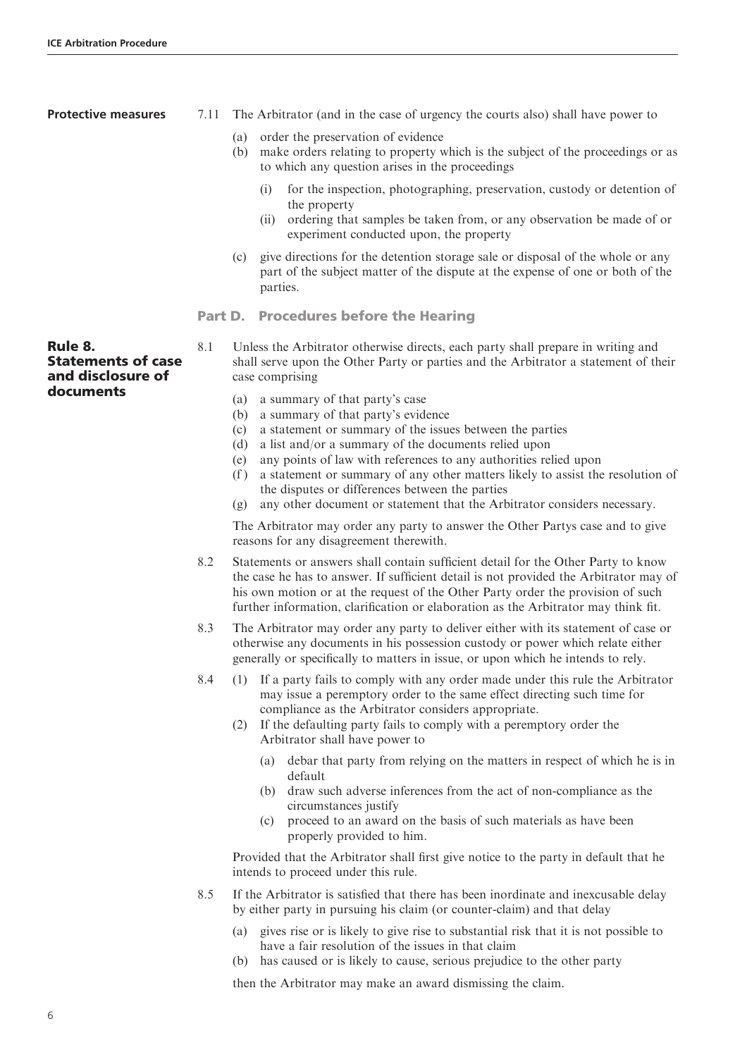**Protective measures**

7.11 The Arbitrator (and in the case of urgency the courts also) shall have power to

(a) order the preservation of evidence
(b) make orders relating to property which is the subject of the proceedings or as to which any question arises in the proceedings
    (i) for the inspection, photographing, preservation, custody or detention of the property
    (ii) ordering that samples be taken from, or any observation be made of or experiment conducted upon, the property
(c) give directions for the detention storage sale or disposal of the whole or any part of the subject matter of the dispute at the expense of one or both of the parties.

## Part D. Procedures before the Hearing

### Rule 8. Statements of case and disclosure of documents

8.1 Unless the Arbitrator otherwise directs, each party shall prepare in writing and shall serve upon the Other Party or parties and the Arbitrator a statement of their case comprising

(a) a summary of that party's case
(b) a summary of that party's evidence
(c) a statement or summary of the issues between the parties
(d) a list and/or a summary of the documents relied upon
(e) any points of law with references to any authorities relied upon
(f) a statement or summary of any other matters likely to assist the resolution of the disputes or differences between the parties
(g) any other document or statement that the Arbitrator considers necessary.

The Arbitrator may order any party to answer the Other Partys case and to give reasons for any disagreement therewith.

8.2 Statements or answers shall contain sufficient detail for the Other Party to know the case he has to answer. If sufficient detail is not provided the Arbitrator may of his own motion or at the request of the Other Party order the provision of such further information, clarification or elaboration as the Arbitrator may think fit.

8.3 The Arbitrator may order any party to deliver either with its statement of case or otherwise any documents in his possession custody or power which relate either generally or specifically to matters in issue, or upon which he intends to rely.

8.4 (1) If a party fails to comply with any order made under this rule the Arbitrator may issue a peremptory order to the same effect directing such time for compliance as the Arbitrator considers appropriate.
(2) If the defaulting party fails to comply with a peremptory order the Arbitrator shall have power to
    (a) debar that party from relying on the matters in respect of which he is in default
    (b) draw such adverse inferences from the act of non-compliance as the circumstances justify
    (c) proceed to an award on the basis of such materials as have been properly provided to him.

Provided that the Arbitrator shall first give notice to the party in default that he intends to proceed under this rule.

8.5 If the Arbitrator is satisfied that there has been inordinate and inexcusable delay by either party in pursuing his claim (or counter-claim) and that delay

(a) gives rise or is likely to give rise to substantial risk that it is not possible to have a fair resolution of the issues in that claim
(b) has caused or is likely to cause, serious prejudice to the other party

then the Arbitrator may make an award dismissing the claim.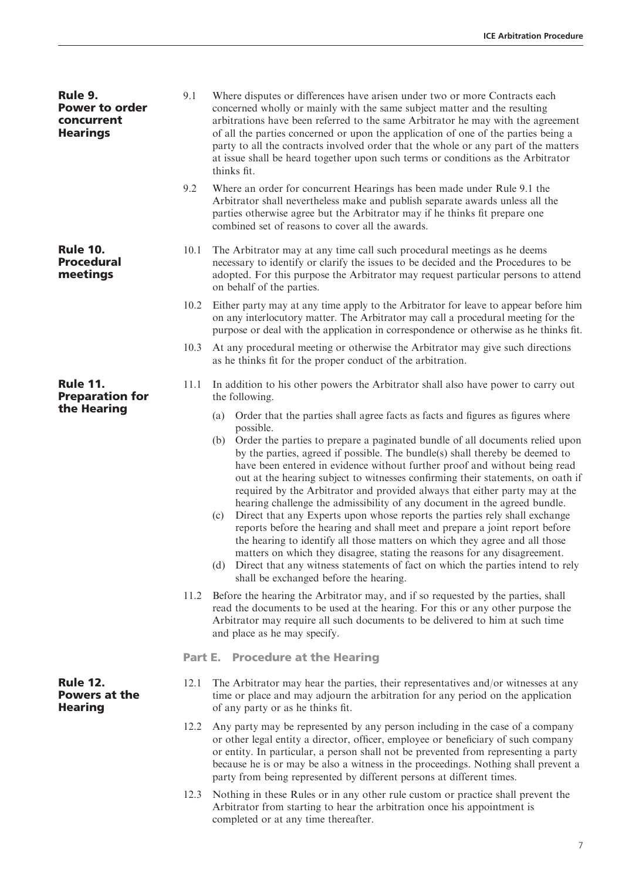### Rule 9. Power to order concurrent Hearings

9.1 Where disputes or differences have arisen under two or more Contracts each concerned wholly or mainly with the same subject matter and the resulting arbitrations have been referred to the same Arbitrator he may with the agreement of all the parties concerned or upon the application of one of the parties being a party to all the contracts involved order that the whole or any part of the matters at issue shall be heard together upon such terms or conditions as the Arbitrator thinks fit.

9.2 Where an order for concurrent Hearings has been made under Rule 9.1 the Arbitrator shall nevertheless make and publish separate awards unless all the parties otherwise agree but the Arbitrator may if he thinks fit prepare one combined set of reasons to cover all the awards.

### Rule 10. Procedural meetings

10.1 The Arbitrator may at any time call such procedural meetings as he deems necessary to identify or clarify the issues to be decided and the Procedures to be adopted. For this purpose the Arbitrator may request particular persons to attend on behalf of the parties.

10.2 Either party may at any time apply to the Arbitrator for leave to appear before him on any interlocutory matter. The Arbitrator may call a procedural meeting for the purpose or deal with the application in correspondence or otherwise as he thinks fit.

10.3 At any procedural meeting or otherwise the Arbitrator may give such directions as he thinks fit for the proper conduct of the arbitration.

### Rule 11. Preparation for the Hearing

11.1 In addition to his other powers the Arbitrator shall also have power to carry out the following.

(a) Order that the parties shall agree facts as facts and figures as figures where possible.
(b) Order the parties to prepare a paginated bundle of all documents relied upon by the parties, agreed if possible. The bundle(s) shall thereby be deemed to have been entered in evidence without further proof and without being read out at the hearing subject to witnesses confirming their statements, on oath if required by the Arbitrator and provided always that either party may at the hearing challenge the admissibility of any document in the agreed bundle.
(c) Direct that any Experts upon whose reports the parties rely shall exchange reports before the hearing and shall meet and prepare a joint report before the hearing to identify all those matters on which they agree and all those matters on which they disagree, stating the reasons for any disagreement.
(d) Direct that any witness statements of fact on which the parties intend to rely shall be exchanged before the hearing.

11.2 Before the hearing the Arbitrator may, and if so requested by the parties, shall read the documents to be used at the hearing. For this or any other purpose the Arbitrator may require all such documents to be delivered to him at such time and place as he may specify.

## Part E. Procedure at the Hearing

### Rule 12. Powers at the Hearing

12.1 The Arbitrator may hear the parties, their representatives and/or witnesses at any time or place and may adjourn the arbitration for any period on the application of any party or as he thinks fit.

12.2 Any party may be represented by any person including in the case of a company or other legal entity a director, officer, employee or beneficiary of such company or entity. In particular, a person shall not be prevented from representing a party because he is or may be also a witness in the proceedings. Nothing shall prevent a party from being represented by different persons at different times.

12.3 Nothing in these Rules or in any other rule custom or practice shall prevent the Arbitrator from starting to hear the arbitration once his appointment is completed or at any time thereafter.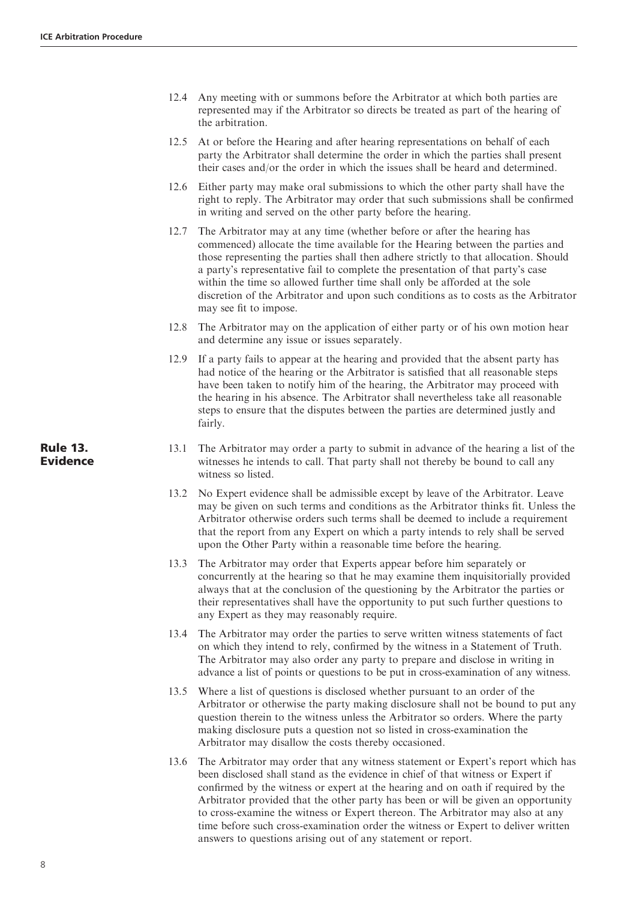12.4 Any meeting with or summons before the Arbitrator at which both parties are represented may if the Arbitrator so directs be treated as part of the hearing of the arbitration.

12.5 At or before the Hearing and after hearing representations on behalf of each party the Arbitrator shall determine the order in which the parties shall present their cases and/or the order in which the issues shall be heard and determined.

12.6 Either party may make oral submissions to which the other party shall have the right to reply. The Arbitrator may order that such submissions shall be confirmed in writing and served on the other party before the hearing.

12.7 The Arbitrator may at any time (whether before or after the hearing has commenced) allocate the time available for the Hearing between the parties and those representing the parties shall then adhere strictly to that allocation. Should a party's representative fail to complete the presentation of that party's case within the time so allowed further time shall only be afforded at the sole discretion of the Arbitrator and upon such conditions as to costs as the Arbitrator may see fit to impose.

12.8 The Arbitrator may on the application of either party or of his own motion hear and determine any issue or issues separately.

12.9 If a party fails to appear at the hearing and provided that the absent party has had notice of the hearing or the Arbitrator is satisfied that all reasonable steps have been taken to notify him of the hearing, the Arbitrator may proceed with the hearing in his absence. The Arbitrator shall nevertheless take all reasonable steps to ensure that the disputes between the parties are determined justly and fairly.

## Rule 13. Evidence

13.1 The Arbitrator may order a party to submit in advance of the hearing a list of the witnesses he intends to call. That party shall not thereby be bound to call any witness so listed.

13.2 No Expert evidence shall be admissible except by leave of the Arbitrator. Leave may be given on such terms and conditions as the Arbitrator thinks fit. Unless the Arbitrator otherwise orders such terms shall be deemed to include a requirement that the report from any Expert on which a party intends to rely shall be served upon the Other Party within a reasonable time before the hearing.

13.3 The Arbitrator may order that Experts appear before him separately or concurrently at the hearing so that he may examine them inquisitorially provided always that at the conclusion of the questioning by the Arbitrator the parties or their representatives shall have the opportunity to put such further questions to any Expert as they may reasonably require.

13.4 The Arbitrator may order the parties to serve written witness statements of fact on which they intend to rely, confirmed by the witness in a Statement of Truth. The Arbitrator may also order any party to prepare and disclose in writing in advance a list of points or questions to be put in cross-examination of any witness.

13.5 Where a list of questions is disclosed whether pursuant to an order of the Arbitrator or otherwise the party making disclosure shall not be bound to put any question therein to the witness unless the Arbitrator so orders. Where the party making disclosure puts a question not so listed in cross-examination the Arbitrator may disallow the costs thereby occasioned.

13.6 The Arbitrator may order that any witness statement or Expert's report which has been disclosed shall stand as the evidence in chief of that witness or Expert if confirmed by the witness or expert at the hearing and on oath if required by the Arbitrator provided that the other party has been or will be given an opportunity to cross-examine the witness or Expert thereon. The Arbitrator may also at any time before such cross-examination order the witness or Expert to deliver written answers to questions arising out of any statement or report.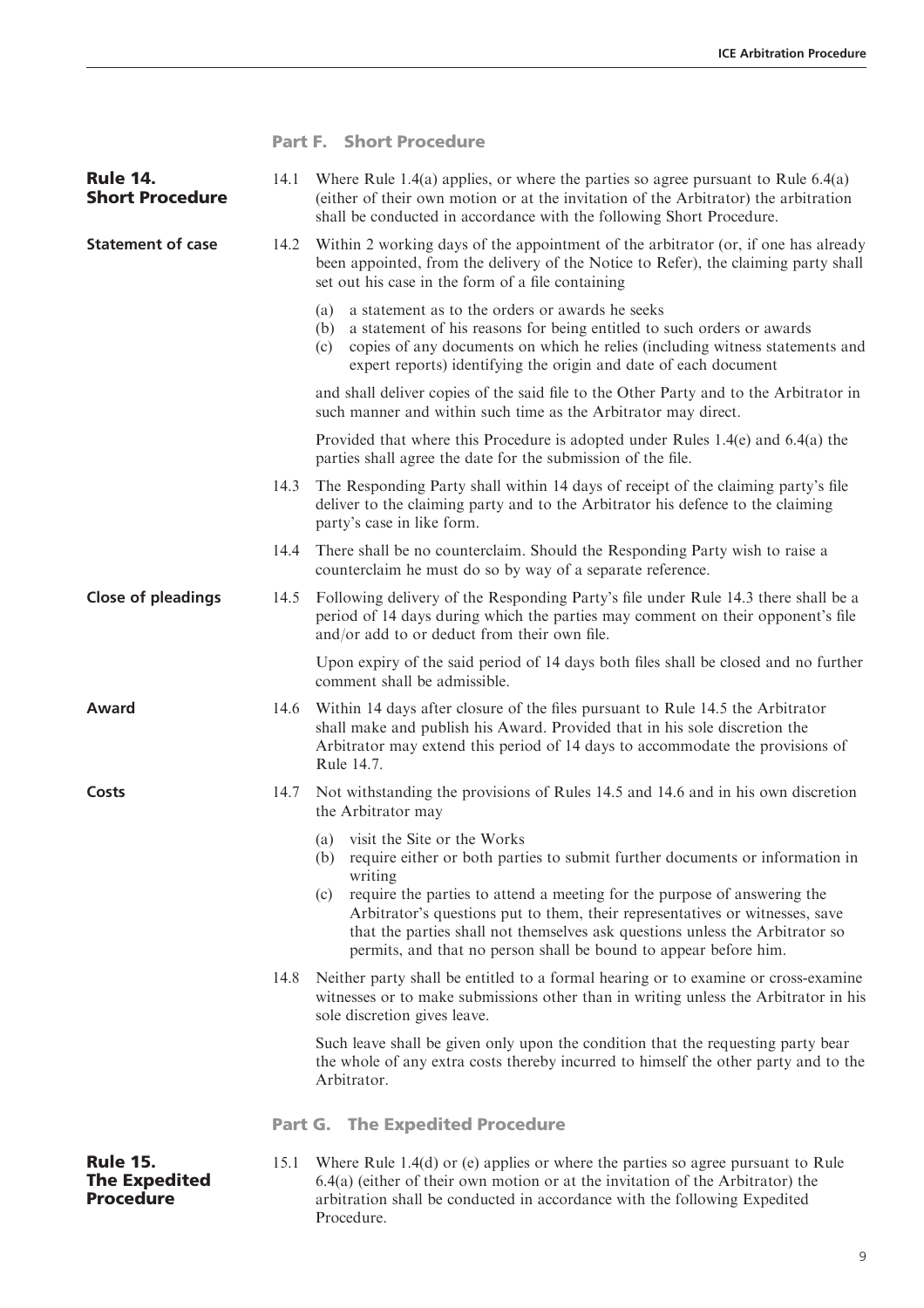## Part F. Short Procedure

### Rule 14. Short Procedure

14.1 Where Rule 1.4(a) applies, or where the parties so agree pursuant to Rule 6.4(a) (either of their own motion or at the invitation of the Arbitrator) the arbitration shall be conducted in accordance with the following Short Procedure.

**Statement of case**

14.2 Within 2 working days of the appointment of the arbitrator (or, if one has already been appointed, from the delivery of the Notice to Refer), the claiming party shall set out his case in the form of a file containing

(a) a statement as to the orders or awards he seeks
(b) a statement of his reasons for being entitled to such orders or awards
(c) copies of any documents on which he relies (including witness statements and expert reports) identifying the origin and date of each document

and shall deliver copies of the said file to the Other Party and to the Arbitrator in such manner and within such time as the Arbitrator may direct.

Provided that where this Procedure is adopted under Rules 1.4(e) and 6.4(a) the parties shall agree the date for the submission of the file.

14.3 The Responding Party shall within 14 days of receipt of the claiming party's file deliver to the claiming party and to the Arbitrator his defence to the claiming party's case in like form.

14.4 There shall be no counterclaim. Should the Responding Party wish to raise a counterclaim he must do so by way of a separate reference.

**Close of pleadings**

14.5 Following delivery of the Responding Party's file under Rule 14.3 there shall be a period of 14 days during which the parties may comment on their opponent's file and/or add to or deduct from their own file.

Upon expiry of the said period of 14 days both files shall be closed and no further comment shall be admissible.

**Award**

14.6 Within 14 days after closure of the files pursuant to Rule 14.5 the Arbitrator shall make and publish his Award. Provided that in his sole discretion the Arbitrator may extend this period of 14 days to accommodate the provisions of Rule 14.7.

**Costs**

14.7 Not withstanding the provisions of Rules 14.5 and 14.6 and in his own discretion the Arbitrator may

(a) visit the Site or the Works
(b) require either or both parties to submit further documents or information in writing
(c) require the parties to attend a meeting for the purpose of answering the Arbitrator's questions put to them, their representatives or witnesses, save that the parties shall not themselves ask questions unless the Arbitrator so permits, and that no person shall be bound to appear before him.

14.8 Neither party shall be entitled to a formal hearing or to examine or cross-examine witnesses or to make submissions other than in writing unless the Arbitrator in his sole discretion gives leave.

Such leave shall be given only upon the condition that the requesting party bear the whole of any extra costs thereby incurred to himself the other party and to the Arbitrator.

## Part G. The Expedited Procedure

### Rule 15. The Expedited Procedure

15.1 Where Rule 1.4(d) or (e) applies or where the parties so agree pursuant to Rule 6.4(a) (either of their own motion or at the invitation of the Arbitrator) the arbitration shall be conducted in accordance with the following Expedited Procedure.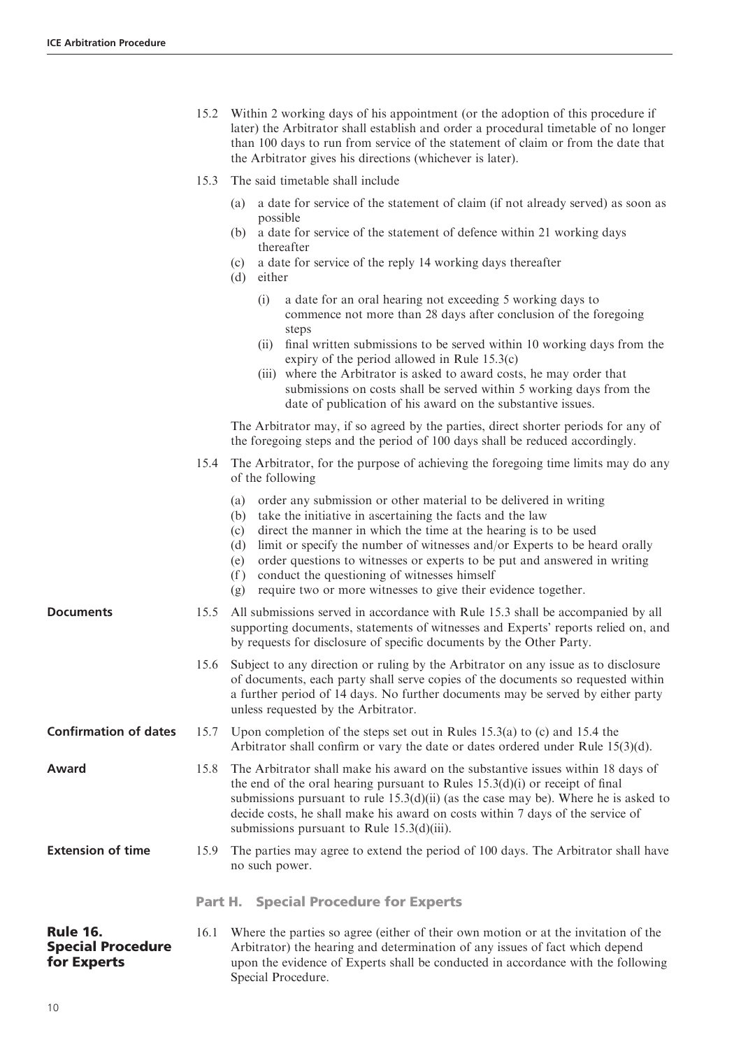15.2 Within 2 working days of his appointment (or the adoption of this procedure if later) the Arbitrator shall establish and order a procedural timetable of no longer than 100 days to run from service of the statement of claim or from the date that the Arbitrator gives his directions (whichever is later).

15.3 The said timetable shall include

(a) a date for service of the statement of claim (if not already served) as soon as possible
(b) a date for service of the statement of defence within 21 working days thereafter
(c) a date for service of the reply 14 working days thereafter
(d) either
    (i) a date for an oral hearing not exceeding 5 working days to commence not more than 28 days after conclusion of the foregoing steps
    (ii) final written submissions to be served within 10 working days from the expiry of the period allowed in Rule 15.3(c)
    (iii) where the Arbitrator is asked to award costs, he may order that submissions on costs shall be served within 5 working days from the date of publication of his award on the substantive issues.

The Arbitrator may, if so agreed by the parties, direct shorter periods for any of the foregoing steps and the period of 100 days shall be reduced accordingly.

15.4 The Arbitrator, for the purpose of achieving the foregoing time limits may do any of the following

(a) order any submission or other material to be delivered in writing
(b) take the initiative in ascertaining the facts and the law
(c) direct the manner in which the time at the hearing is to be used
(d) limit or specify the number of witnesses and/or Experts to be heard orally
(e) order questions to witnesses or experts to be put and answered in writing
(f) conduct the questioning of witnesses himself
(g) require two or more witnesses to give their evidence together.

**Documents**

15.5 All submissions served in accordance with Rule 15.3 shall be accompanied by all supporting documents, statements of witnesses and Experts' reports relied on, and by requests for disclosure of specific documents by the Other Party.

15.6 Subject to any direction or ruling by the Arbitrator on any issue as to disclosure of documents, each party shall serve copies of the documents so requested within a further period of 14 days. No further documents may be served by either party unless requested by the Arbitrator.

**Confirmation of dates**

15.7 Upon completion of the steps set out in Rules 15.3(a) to (c) and 15.4 the Arbitrator shall confirm or vary the date or dates ordered under Rule 15(3)(d).

**Award**

15.8 The Arbitrator shall make his award on the substantive issues within 18 days of the end of the oral hearing pursuant to Rules 15.3(d)(i) or receipt of final submissions pursuant to rule 15.3(d)(ii) (as the case may be). Where he is asked to decide costs, he shall make his award on costs within 7 days of the service of submissions pursuant to Rule 15.3(d)(iii).

**Extension of time**

15.9 The parties may agree to extend the period of 100 days. The Arbitrator shall have no such power.

## Part H. Special Procedure for Experts

### Rule 16. Special Procedure for Experts

16.1 Where the parties so agree (either of their own motion or at the invitation of the Arbitrator) the hearing and determination of any issues of fact which depend upon the evidence of Experts shall be conducted in accordance with the following Special Procedure.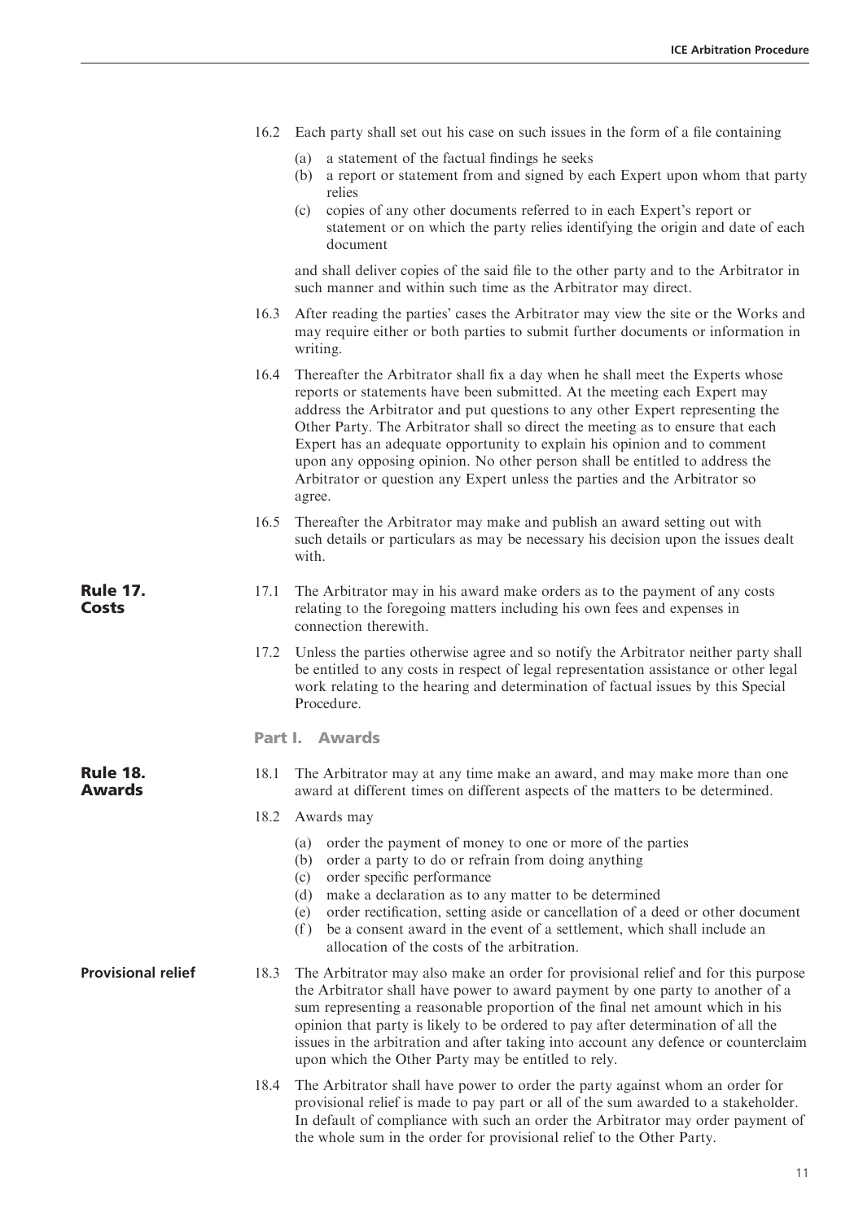16.2 Each party shall set out his case on such issues in the form of a file containing

(a) a statement of the factual findings he seeks
(b) a report or statement from and signed by each Expert upon whom that party relies
(c) copies of any other documents referred to in each Expert's report or statement or on which the party relies identifying the origin and date of each document

and shall deliver copies of the said file to the other party and to the Arbitrator in such manner and within such time as the Arbitrator may direct.

16.3 After reading the parties' cases the Arbitrator may view the site or the Works and may require either or both parties to submit further documents or information in writing.

16.4 Thereafter the Arbitrator shall fix a day when he shall meet the Experts whose reports or statements have been submitted. At the meeting each Expert may address the Arbitrator and put questions to any other Expert representing the Other Party. The Arbitrator shall so direct the meeting as to ensure that each Expert has an adequate opportunity to explain his opinion and to comment upon any opposing opinion. No other person shall be entitled to address the Arbitrator or question any Expert unless the parties and the Arbitrator so agree.

16.5 Thereafter the Arbitrator may make and publish an award setting out with such details or particulars as may be necessary his decision upon the issues dealt with.

**Rule 17. Costs**

17.1 The Arbitrator may in his award make orders as to the payment of any costs relating to the foregoing matters including his own fees and expenses in connection therewith.

17.2 Unless the parties otherwise agree and so notify the Arbitrator neither party shall be entitled to any costs in respect of legal representation assistance or other legal work relating to the hearing and determination of factual issues by this Special Procedure.

## Part I. Awards

**Rule 18. Awards**

18.1 The Arbitrator may at any time make an award, and may make more than one award at different times on different aspects of the matters to be determined.

18.2 Awards may

(a) order the payment of money to one or more of the parties
(b) order a party to do or refrain from doing anything
(c) order specific performance
(d) make a declaration as to any matter to be determined
(e) order rectification, setting aside or cancellation of a deed or other document
(f) be a consent award in the event of a settlement, which shall include an allocation of the costs of the arbitration.

**Provisional relief**

18.3 The Arbitrator may also make an order for provisional relief and for this purpose the Arbitrator shall have power to award payment by one party to another of a sum representing a reasonable proportion of the final net amount which in his opinion that party is likely to be ordered to pay after determination of all the issues in the arbitration and after taking into account any defence or counterclaim upon which the Other Party may be entitled to rely.

18.4 The Arbitrator shall have power to order the party against whom an order for provisional relief is made to pay part or all of the sum awarded to a stakeholder. In default of compliance with such an order the Arbitrator may order payment of the whole sum in the order for provisional relief to the Other Party.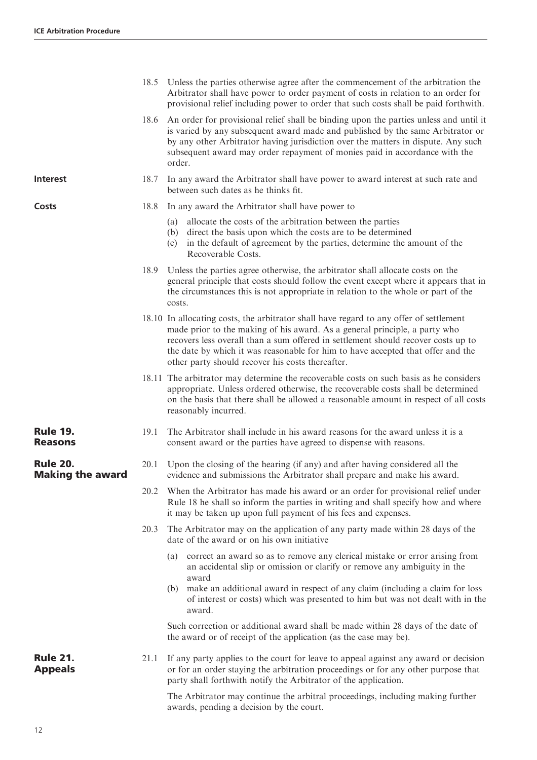18.5 Unless the parties otherwise agree after the commencement of the arbitration the Arbitrator shall have power to order payment of costs in relation to an order for provisional relief including power to order that such costs shall be paid forthwith.

18.6 An order for provisional relief shall be binding upon the parties unless and until it is varied by any subsequent award made and published by the same Arbitrator or by any other Arbitrator having jurisdiction over the matters in dispute. Any such subsequent award may order repayment of monies paid in accordance with the order.

**Interest**

18.7 In any award the Arbitrator shall have power to award interest at such rate and between such dates as he thinks fit.

**Costs**

18.8 In any award the Arbitrator shall have power to

(a) allocate the costs of the arbitration between the parties
(b) direct the basis upon which the costs are to be determined
(c) in the default of agreement by the parties, determine the amount of the Recoverable Costs.

18.9 Unless the parties agree otherwise, the arbitrator shall allocate costs on the general principle that costs should follow the event except where it appears that in the circumstances this is not appropriate in relation to the whole or part of the costs.

18.10 In allocating costs, the arbitrator shall have regard to any offer of settlement made prior to the making of his award. As a general principle, a party who recovers less overall than a sum offered in settlement should recover costs up to the date by which it was reasonable for him to have accepted that offer and the other party should recover his costs thereafter.

18.11 The arbitrator may determine the recoverable costs on such basis as he considers appropriate. Unless ordered otherwise, the recoverable costs shall be determined on the basis that there shall be allowed a reasonable amount in respect of all costs reasonably incurred.

## Rule 19. Reasons

19.1 The Arbitrator shall include in his award reasons for the award unless it is a consent award or the parties have agreed to dispense with reasons.

## Rule 20. Making the award

20.1 Upon the closing of the hearing (if any) and after having considered all the evidence and submissions the Arbitrator shall prepare and make his award.

20.2 When the Arbitrator has made his award or an order for provisional relief under Rule 18 he shall so inform the parties in writing and shall specify how and where it may be taken up upon full payment of his fees and expenses.

20.3 The Arbitrator may on the application of any party made within 28 days of the date of the award or on his own initiative

(a) correct an award so as to remove any clerical mistake or error arising from an accidental slip or omission or clarify or remove any ambiguity in the award
(b) make an additional award in respect of any claim (including a claim for loss of interest or costs) which was presented to him but was not dealt with in the award.

Such correction or additional award shall be made within 28 days of the date of the award or of receipt of the application (as the case may be).

## Rule 21. Appeals

21.1 If any party applies to the court for leave to appeal against any award or decision or for an order staying the arbitration proceedings or for any other purpose that party shall forthwith notify the Arbitrator of the application.

The Arbitrator may continue the arbitral proceedings, including making further awards, pending a decision by the court.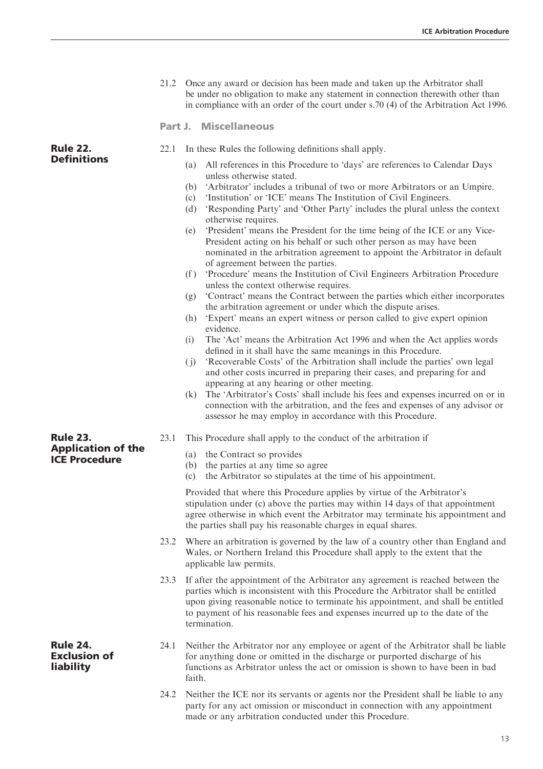21.2 Once any award or decision has been made and taken up the Arbitrator shall be under no obligation to make any statement in connection therewith other than in compliance with an order of the court under s.70 (4) of the Arbitration Act 1996.

## Part J. Miscellaneous

### Rule 22. Definitions

22.1 In these Rules the following definitions shall apply.

(a) All references in this Procedure to 'days' are references to Calendar Days unless otherwise stated.
(b) 'Arbitrator' includes a tribunal of two or more Arbitrators or an Umpire.
(c) 'Institution' or 'ICE' means The Institution of Civil Engineers.
(d) 'Responding Party' and 'Other Party' includes the plural unless the context otherwise requires.
(e) 'President' means the President for the time being of the ICE or any Vice-President acting on his behalf or such other person as may have been nominated in the arbitration agreement to appoint the Arbitrator in default of agreement between the parties.
(f) 'Procedure' means the Institution of Civil Engineers Arbitration Procedure unless the context otherwise requires.
(g) 'Contract' means the Contract between the parties which either incorporates the arbitration agreement or under which the dispute arises.
(h) 'Expert' means an expert witness or person called to give expert opinion evidence.
(i) The 'Act' means the Arbitration Act 1996 and when the Act applies words defined in it shall have the same meanings in this Procedure.
(j) 'Recoverable Costs' of the Arbitration shall include the parties' own legal and other costs incurred in preparing their cases, and preparing for and appearing at any hearing or other meeting.
(k) The 'Arbitrator's Costs' shall include his fees and expenses incurred on or in connection with the arbitration, and the fees and expenses of any advisor or assessor he may employ in accordance with this Procedure.

### Rule 23. Application of the ICE Procedure

23.1 This Procedure shall apply to the conduct of the arbitration if

(a) the Contract so provides
(b) the parties at any time so agree
(c) the Arbitrator so stipulates at the time of his appointment.

Provided that where this Procedure applies by virtue of the Arbitrator's stipulation under (c) above the parties may within 14 days of that appointment agree otherwise in which event the Arbitrator may terminate his appointment and the parties shall pay his reasonable charges in equal shares.

23.2 Where an arbitration is governed by the law of a country other than England and Wales, or Northern Ireland this Procedure shall apply to the extent that the applicable law permits.

23.3 If after the appointment of the Arbitrator any agreement is reached between the parties which is inconsistent with this Procedure the Arbitrator shall be entitled upon giving reasonable notice to terminate his appointment, and shall be entitled to payment of his reasonable fees and expenses incurred up to the date of the termination.

### Rule 24. Exclusion of liability

24.1 Neither the Arbitrator nor any employee or agent of the Arbitrator shall be liable for anything done or omitted in the discharge or purported discharge of his functions as Arbitrator unless the act or omission is shown to have been in bad faith.

24.2 Neither the ICE nor its servants or agents nor the President shall be liable to any party for any act omission or misconduct in connection with any appointment made or any arbitration conducted under this Procedure.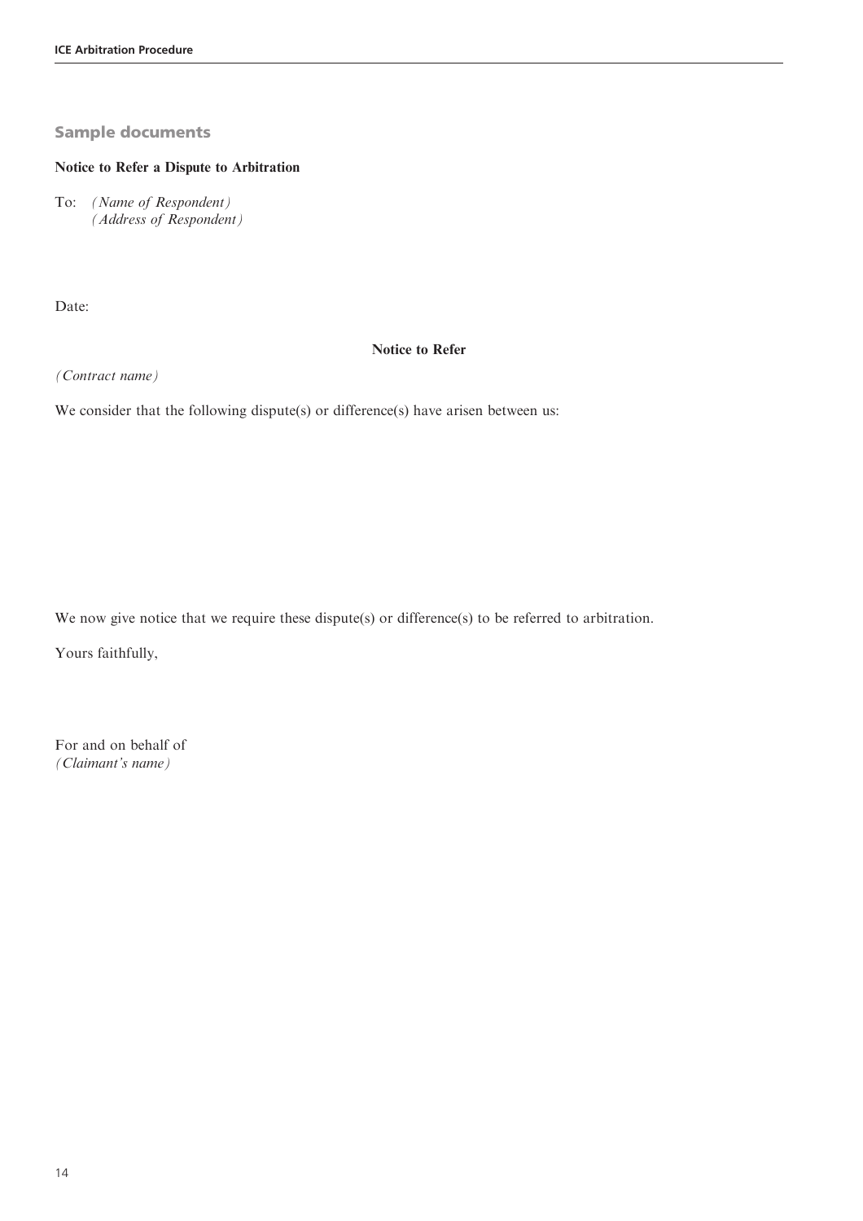## Sample documents

**Notice to Refer a Dispute to Arbitration**

To: *(Name of Respondent)*
*(Address of Respondent)*

Date:

**Notice to Refer**

*(Contract name)*

We consider that the following dispute(s) or difference(s) have arisen between us:

We now give notice that we require these dispute(s) or difference(s) to be referred to arbitration.

Yours faithfully,

For and on behalf of
*(Claimant's name)*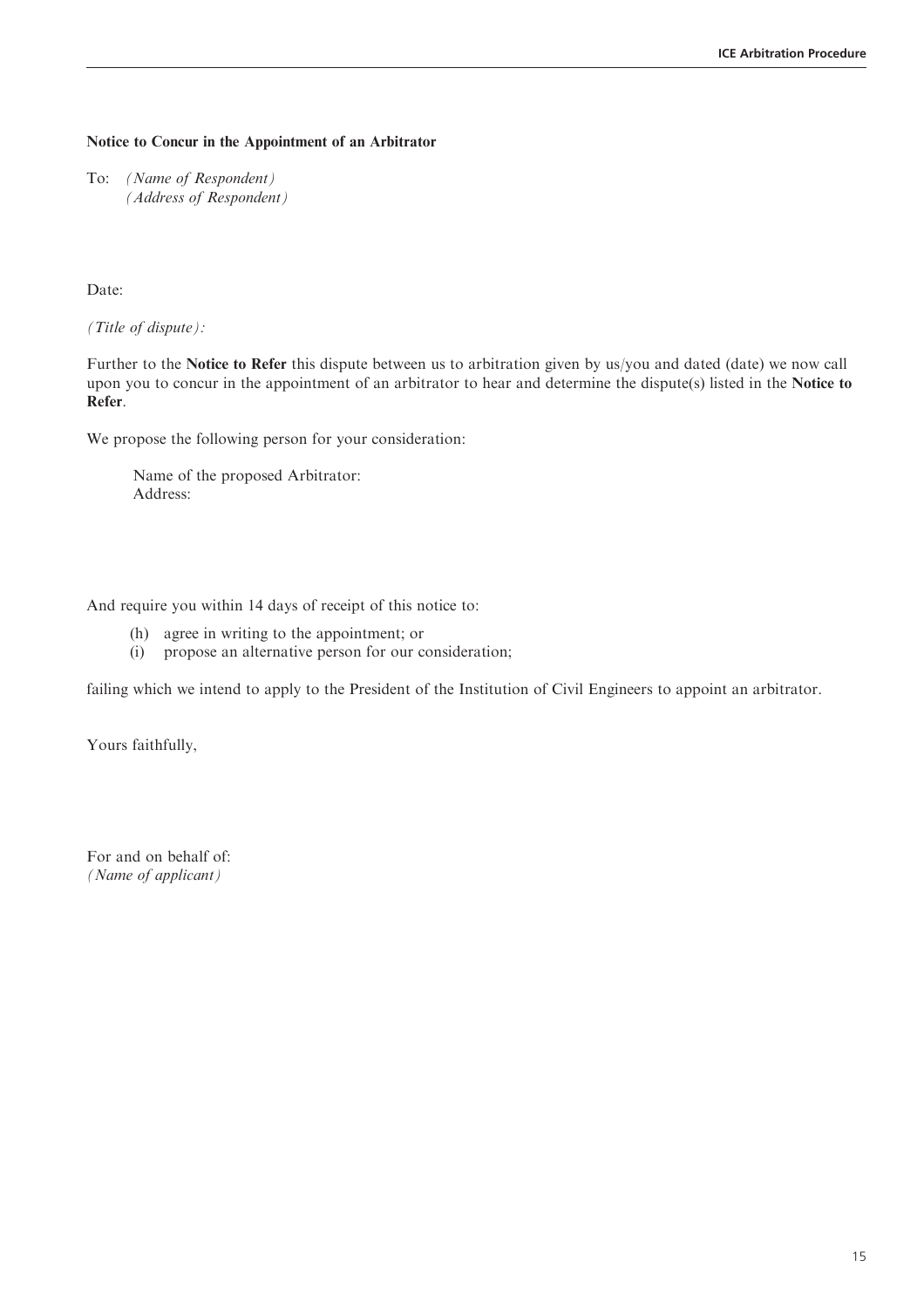**Notice to Concur in the Appointment of an Arbitrator**

To: *(Name of Respondent)*
*(Address of Respondent)*

Date:

*(Title of dispute):*

Further to the **Notice to Refer** this dispute between us to arbitration given by us/you and dated (date) we now call upon you to concur in the appointment of an arbitrator to hear and determine the dispute(s) listed in the **Notice to Refer**.

We propose the following person for your consideration:

Name of the proposed Arbitrator:
Address:

And require you within 14 days of receipt of this notice to:

(h) agree in writing to the appointment; or
(i) propose an alternative person for our consideration;

failing which we intend to apply to the President of the Institution of Civil Engineers to appoint an arbitrator.

Yours faithfully,

For and on behalf of:
*(Name of applicant)*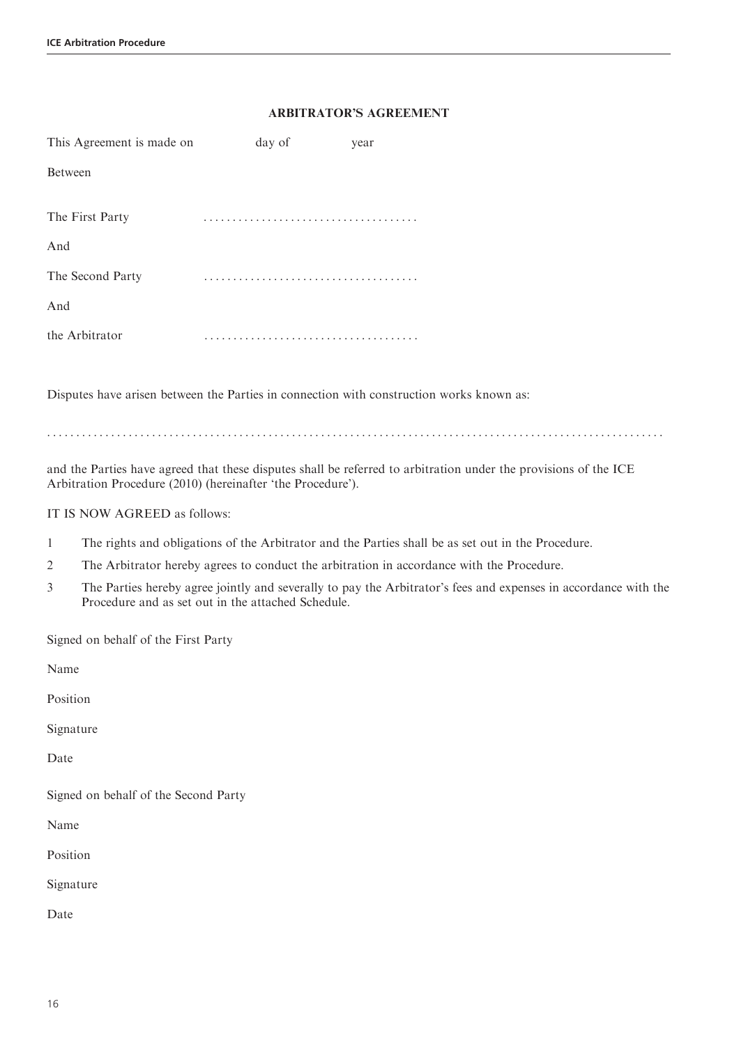## ARBITRATOR'S AGREEMENT

This Agreement is made on day of year

Between

The First Party .....................................

And

The Second Party .....................................

And

the Arbitrator .....................................

Disputes have arisen between the Parties in connection with construction works known as:

.........................................................................................................

and the Parties have agreed that these disputes shall be referred to arbitration under the provisions of the ICE Arbitration Procedure (2010) (hereinafter 'the Procedure').

IT IS NOW AGREED as follows:

1. The rights and obligations of the Arbitrator and the Parties shall be as set out in the Procedure.
2. The Arbitrator hereby agrees to conduct the arbitration in accordance with the Procedure.
3. The Parties hereby agree jointly and severally to pay the Arbitrator's fees and expenses in accordance with the Procedure and as set out in the attached Schedule.

Signed on behalf of the First Party

Name

Position

Signature

Date

Signed on behalf of the Second Party

Name

Position

Signature

Date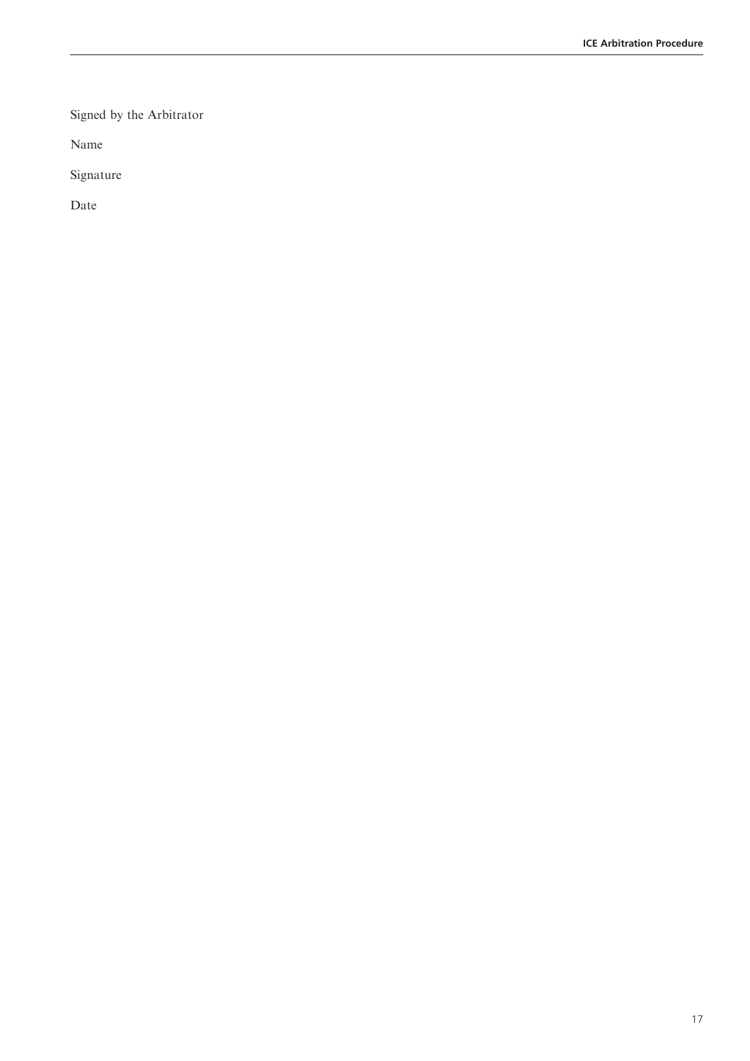Signed by the Arbitrator

Name

Signature

Date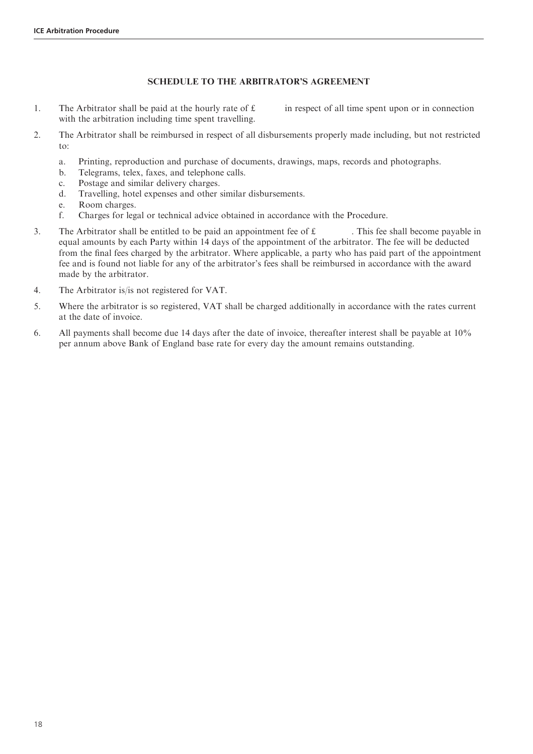## SCHEDULE TO THE ARBITRATOR'S AGREEMENT

1. The Arbitrator shall be paid at the hourly rate of £ in respect of all time spent upon or in connection with the arbitration including time spent travelling.

2. The Arbitrator shall be reimbursed in respect of all disbursements properly made including, but not restricted to:

   a. Printing, reproduction and purchase of documents, drawings, maps, records and photographs.
   b. Telegrams, telex, faxes, and telephone calls.
   c. Postage and similar delivery charges.
   d. Travelling, hotel expenses and other similar disbursements.
   e. Room charges.
   f. Charges for legal or technical advice obtained in accordance with the Procedure.

3. The Arbitrator shall be entitled to be paid an appointment fee of £ . This fee shall become payable in equal amounts by each Party within 14 days of the appointment of the arbitrator. The fee will be deducted from the final fees charged by the arbitrator. Where applicable, a party who has paid part of the appointment fee and is found not liable for any of the arbitrator's fees shall be reimbursed in accordance with the award made by the arbitrator.

4. The Arbitrator is/is not registered for VAT.

5. Where the arbitrator is so registered, VAT shall be charged additionally in accordance with the rates current at the date of invoice.

6. All payments shall become due 14 days after the date of invoice, thereafter interest shall be payable at 10% per annum above Bank of England base rate for every day the amount remains outstanding.